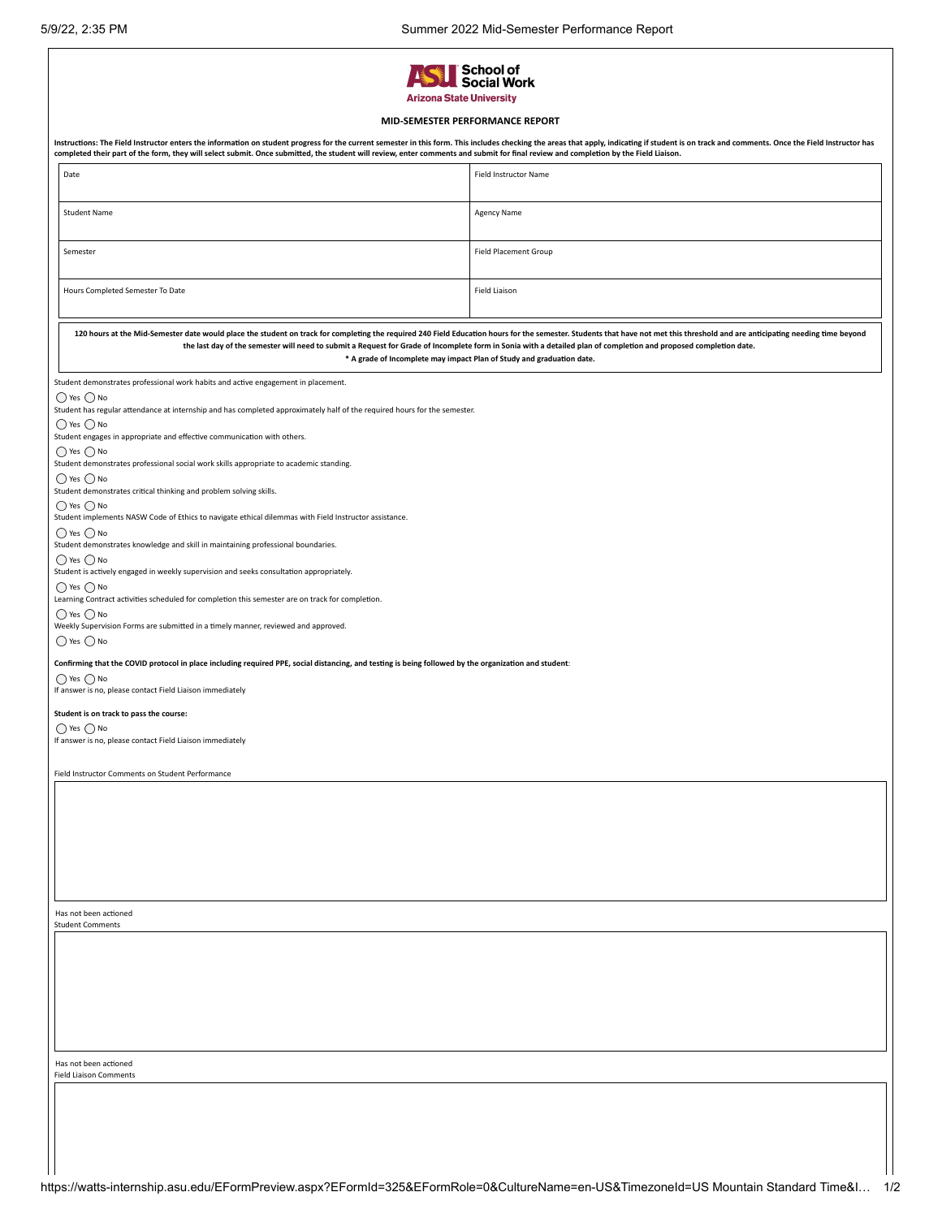School of Social Work
Arizona State University

## MID-SEMESTER PERFORMANCE REPORT

**Instructions: The Field Instructor enters the information on student progress for the current semester in this form. This includes checking the areas that apply, indicating if student is on track and comments. Once the Field Instructor has completed their part of the form, they will select submit. Once submitted, the student will review, enter comments and submit for final review and completion by the Field Liaison.**

| Date | Field Instructor Name |
|---|---|
| Student Name | Agency Name |
| Semester | Field Placement Group |
| Hours Completed Semester To Date | Field Liaison |

**120 hours at the Mid-Semester date would place the student on track for completing the required 240 Field Education hours for the semester. Students that have not met this threshold and are anticipating needing time beyond the last day of the semester will need to submit a Request for Grade of Incomplete form in Sonia with a detailed plan of completion and proposed completion date.**

**\* A grade of Incomplete may impact Plan of Study and graduation date.**

Student demonstrates professional work habits and active engagement in placement.

◯ Yes ◯ No

Student has regular attendance at internship and has completed approximately half of the required hours for the semester.

◯ Yes ◯ No

Student engages in appropriate and effective communication with others.

◯ Yes ◯ No

Student demonstrates professional social work skills appropriate to academic standing.

◯ Yes ◯ No

Student demonstrates critical thinking and problem solving skills.

◯ Yes ◯ No

Student implements NASW Code of Ethics to navigate ethical dilemmas with Field Instructor assistance.

◯ Yes ◯ No

Student demonstrates knowledge and skill in maintaining professional boundaries.

◯ Yes ◯ No

Student is actively engaged in weekly supervision and seeks consultation appropriately.

◯ Yes ◯ No

Learning Contract activities scheduled for completion this semester are on track for completion.

◯ Yes ◯ No

Weekly Supervision Forms are submitted in a timely manner, reviewed and approved.

◯ Yes ◯ No

**Confirming that the COVID protocol in place including required PPE, social distancing, and testing is being followed by the organization and student**:

◯ Yes ◯ No

If answer is no, please contact Field Liaison immediately

**Student is on track to pass the course:**

◯ Yes ◯ No

If answer is no, please contact Field Liaison immediately

Field Instructor Comments on Student Performance

Has not been actioned

Student Comments

Has not been actioned

Field Liaison Comments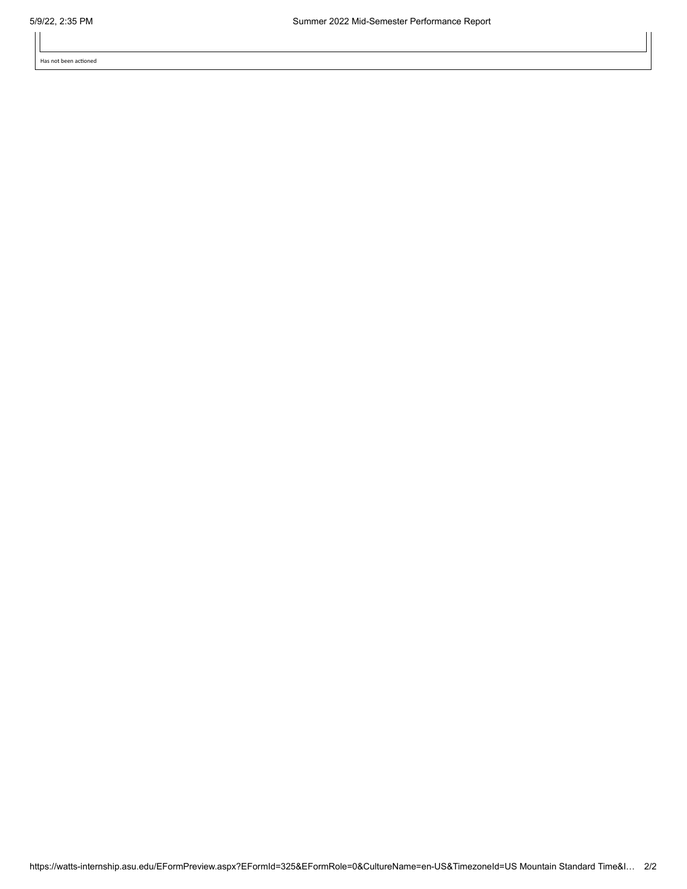Has not been actioned